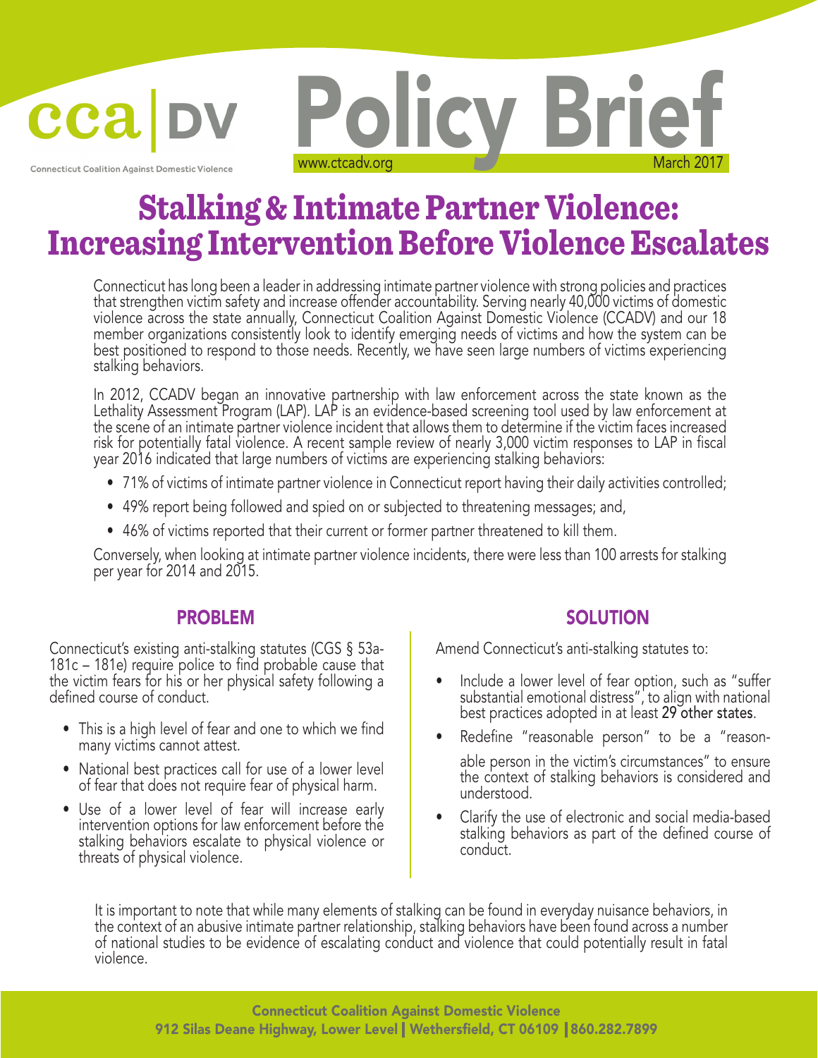cca|DV

Connecticut Coalition Against Domestic Violence

# Policy Brief

www.ctcadv.org March 2017

# Stalking & Intimate Partner Violence: Increasing Intervention Before Violence Escalates

Connecticut has long been a leader in addressing intimate partner violence with strong policies and practices that strengthen victim safety and increase offender accountability. Serving nearly 40,000 victims of domestic violence across the state annually, Connecticut Coalition Against Domestic Violence (CCADV) and our 18 member organizations consistently look to identify emerging needs of victims and how the system can be best positioned to respond to those needs. Recently, we have seen large numbers of victims experiencing stalking behaviors.

In 2012, CCADV began an innovative partnership with law enforcement across the state known as the Lethality Assessment Program (LAP). LAP is an evidence-based screening tool used by law enforcement at the scene of an intimate partner violence incident that allows them to determine if the victim faces increased risk for potentially fatal violence. A recent sample review of nearly 3,000 victim responses to LAP in fiscal year 2016 indicated that large numbers of victims are experiencing stalking behaviors:

- 71% of victims of intimate partner violence in Connecticut report having their daily activities controlled;
- 49% report being followed and spied on or subjected to threatening messages; and,
- 46% of victims reported that their current or former partner threatened to kill them.

Conversely, when looking at intimate partner violence incidents, there were less than 100 arrests for stalking per year for 2014 and 2015.

## PROBLEM

Connecticut's existing anti-stalking statutes (CGS § 53a-181c – 181e) require police to find probable cause that the victim fears for his or her physical safety following a defined course of conduct.

- This is a high level of fear and one to which we find many victims cannot attest.
- National best practices call for use of a lower level of fear that does not require fear of physical harm.
- Use of a lower level of fear will increase early intervention options for law enforcement before the stalking behaviors escalate to physical violence or threats of physical violence.

## SOLUTION

Amend Connecticut's anti-stalking statutes to:

- Include a lower level of fear option, such as "suffer substantial emotional distress", to align with national best practices adopted in at least 29 other states.
- Redefine "reasonable person" to be a "reasonable person in the victim's circumstances" to ensure the context of stalking behaviors is considered and understood.
- Clarify the use of electronic and social media-based stalking behaviors as part of the defined course of conduct.

It is important to note that while many elements of stalking can be found in everyday nuisance behaviors, in the context of an abusive intimate partner relationship, stalking behaviors have been found across a number of national studies to be evidence of escalating conduct and violence that could potentially result in fatal violence.

Connecticut Coalition Against Domestic Violence
912 Silas Deane Highway, Lower Level | Wethersfield, CT 06109 | 860.282.7899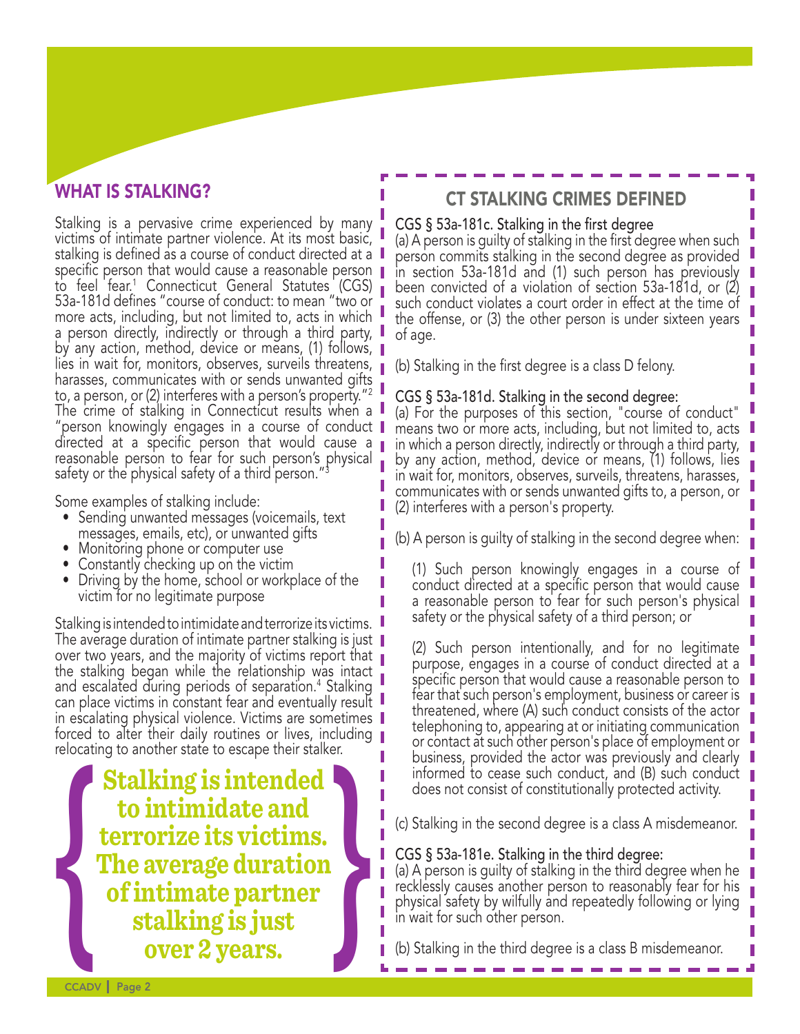## WHAT IS STALKING?

Stalking is a pervasive crime experienced by many victims of intimate partner violence. At its most basic, stalking is defined as a course of conduct directed at a specific person that would cause a reasonable person to feel fear.[1] Connecticut General Statutes (CGS) 53a-181d defines "course of conduct: to mean "two or more acts, including, but not limited to, acts in which a person directly, indirectly or through a third party, by any action, method, device or means, (1) follows, lies in wait for, monitors, observes, surveils threatens, harasses, communicates with or sends unwanted gifts to, a person, or (2) interferes with a person's property."[2] The crime of stalking in Connecticut results when a "person knowingly engages in a course of conduct directed at a specific person that would cause a reasonable person to fear for such person's physical safety or the physical safety of a third person."[3]

Some examples of stalking include:

- Sending unwanted messages (voicemails, text messages, emails, etc), or unwanted gifts
- Monitoring phone or computer use
- Constantly checking up on the victim
- Driving by the home, school or workplace of the victim for no legitimate purpose

Stalking is intended to intimidate and terrorize its victims. The average duration of intimate partner stalking is just over two years, and the majority of victims report that the stalking began while the relationship was intact and escalated during periods of separation.[4] Stalking can place victims in constant fear and eventually result in escalating physical violence. Victims are sometimes forced to alter their daily routines or lives, including relocating to another state to escape their stalker.

**Stalking is intended to intimidate and terrorize its victims. The average duration of intimate partner stalking is just over 2 years.**

## CT STALKING CRIMES DEFINED

**CGS § 53a-181c. Stalking in the first degree**

(a) A person is guilty of stalking in the first degree when such person commits stalking in the second degree as provided in section 53a-181d and (1) such person has previously been convicted of a violation of section 53a-181d, or (2) such conduct violates a court order in effect at the time of the offense, or (3) the other person is under sixteen years of age.

(b) Stalking in the first degree is a class D felony.

**CGS § 53a-181d. Stalking in the second degree:**

(a) For the purposes of this section, "course of conduct" means two or more acts, including, but not limited to, acts in which a person directly, indirectly or through a third party, by any action, method, device or means, (1) follows, lies in wait for, monitors, observes, surveils, threatens, harasses, communicates with or sends unwanted gifts to, a person, or (2) interferes with a person's property.

(b) A person is guilty of stalking in the second degree when:

(1) Such person knowingly engages in a course of conduct directed at a specific person that would cause a reasonable person to fear for such person's physical safety or the physical safety of a third person; or

(2) Such person intentionally, and for no legitimate purpose, engages in a course of conduct directed at a specific person that would cause a reasonable person to fear that such person's employment, business or career is threatened, where (A) such conduct consists of the actor telephoning to, appearing at or initiating communication or contact at such other person's place of employment or business, provided the actor was previously and clearly informed to cease such conduct, and (B) such conduct does not consist of constitutionally protected activity.

(c) Stalking in the second degree is a class A misdemeanor.

**CGS § 53a-181e. Stalking in the third degree:**

(a) A person is guilty of stalking in the third degree when he recklessly causes another person to reasonably fear for his physical safety by wilfully and repeatedly following or lying in wait for such other person.

(b) Stalking in the third degree is a class B misdemeanor.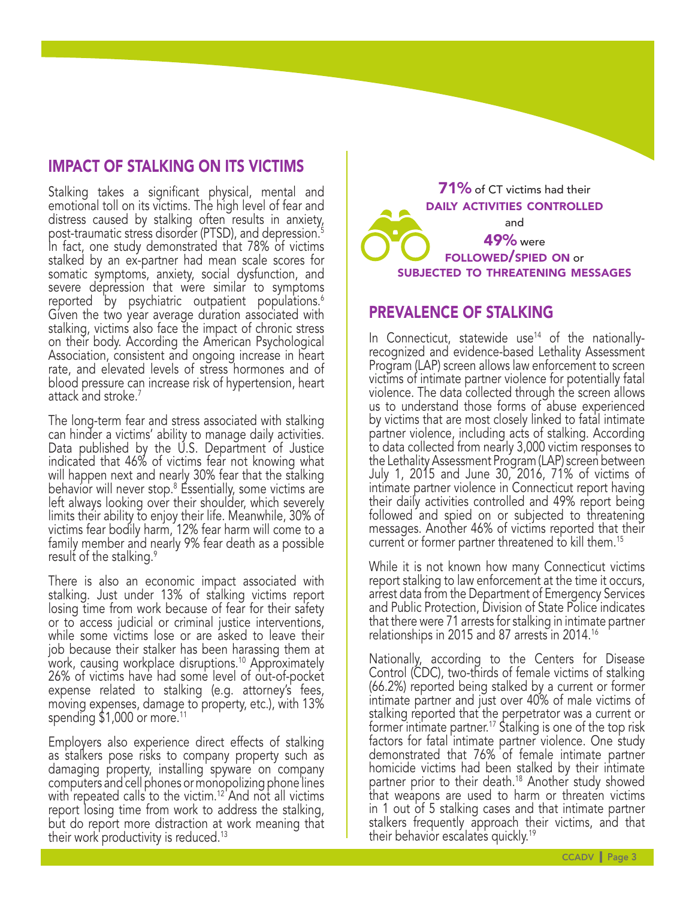## IMPACT OF STALKING ON ITS VICTIMS

Stalking takes a significant physical, mental and emotional toll on its victims. The high level of fear and distress caused by stalking often results in anxiety, post-traumatic stress disorder (PTSD), and depression.[5] In fact, one study demonstrated that 78% of victims stalked by an ex-partner had mean scale scores for somatic symptoms, anxiety, social dysfunction, and severe depression that were similar to symptoms reported by psychiatric outpatient populations.[6] Given the two year average duration associated with stalking, victims also face the impact of chronic stress on their body. According the American Psychological Association, consistent and ongoing increase in heart rate, and elevated levels of stress hormones and of blood pressure can increase risk of hypertension, heart attack and stroke.[7]

The long-term fear and stress associated with stalking can hinder a victims' ability to manage daily activities. Data published by the U.S. Department of Justice indicated that 46% of victims fear not knowing what will happen next and nearly 30% fear that the stalking behavior will never stop.[8] Essentially, some victims are left always looking over their shoulder, which severely limits their ability to enjoy their life. Meanwhile, 30% of victims fear bodily harm, 12% fear harm will come to a family member and nearly 9% fear death as a possible result of the stalking.[9]

There is also an economic impact associated with stalking. Just under 13% of stalking victims report losing time from work because of fear for their safety or to access judicial or criminal justice interventions, while some victims lose or are asked to leave their job because their stalker has been harassing them at work, causing workplace disruptions.[10] Approximately 26% of victims have had some level of out-of-pocket expense related to stalking (e.g. attorney's fees, moving expenses, damage to property, etc.), with 13% spending $1,000 or more.[11]

Employers also experience direct effects of stalking as stalkers pose risks to company property such as damaging property, installing spyware on company computers and cell phones or monopolizing phone lines with repeated calls to the victim.[12] And not all victims report losing time from work to address the stalking, but do report more distraction at work meaning that their work productivity is reduced.[13]

**71%** of CT victims had their **DAILY ACTIVITIES CONTROLLED** and **49%** were **FOLLOWED/SPIED ON** or **SUBJECTED TO THREATENING MESSAGES**

## PREVALENCE OF STALKING

In Connecticut, statewide use[14] of the nationally-recognized and evidence-based Lethality Assessment Program (LAP) screen allows law enforcement to screen victims of intimate partner violence for potentially fatal violence. The data collected through the screen allows us to understand those forms of abuse experienced by victims that are most closely linked to fatal intimate partner violence, including acts of stalking. According to data collected from nearly 3,000 victim responses to the Lethality Assessment Program (LAP) screen between July 1, 2015 and June 30, 2016, 71% of victims of intimate partner violence in Connecticut report having their daily activities controlled and 49% report being followed and spied on or subjected to threatening messages. Another 46% of victims reported that their current or former partner threatened to kill them.[15]

While it is not known how many Connecticut victims report stalking to law enforcement at the time it occurs, arrest data from the Department of Emergency Services and Public Protection, Division of State Police indicates that there were 71 arrests for stalking in intimate partner relationships in 2015 and 87 arrests in 2014.[16]

Nationally, according to the Centers for Disease Control (CDC), two-thirds of female victims of stalking (66.2%) reported being stalked by a current or former intimate partner and just over 40% of male victims of stalking reported that the perpetrator was a current or former intimate partner.[17] Stalking is one of the top risk factors for fatal intimate partner violence. One study demonstrated that 76% of female intimate partner homicide victims had been stalked by their intimate partner prior to their death.[18] Another study showed that weapons are used to harm or threaten victims in 1 out of 5 stalking cases and that intimate partner stalkers frequently approach their victims, and that their behavior escalates quickly.[19]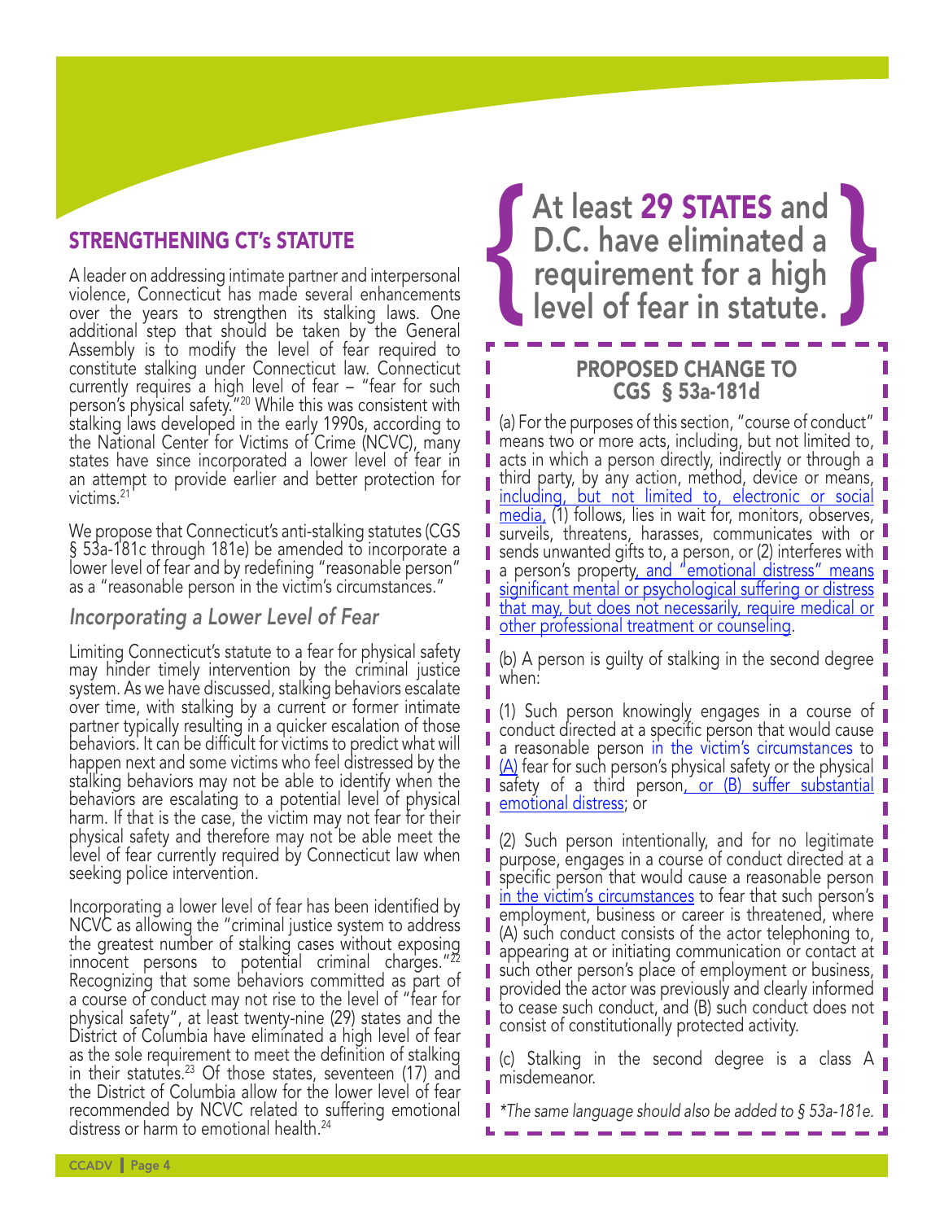## STRENGTHENING CT's STATUTE

A leader on addressing intimate partner and interpersonal violence, Connecticut has made several enhancements over the years to strengthen its stalking laws. One additional step that should be taken by the General Assembly is to modify the level of fear required to constitute stalking under Connecticut law. Connecticut currently requires a high level of fear – "fear for such person's physical safety."[20] While this was consistent with stalking laws developed in the early 1990s, according to the National Center for Victims of Crime (NCVC), many states have since incorporated a lower level of fear in an attempt to provide earlier and better protection for victims.[21]

We propose that Connecticut's anti-stalking statutes (CGS § 53a-181c through 181e) be amended to incorporate a lower level of fear and by redefining "reasonable person" as a "reasonable person in the victim's circumstances."

### *Incorporating a Lower Level of Fear*

Limiting Connecticut's statute to a fear for physical safety may hinder timely intervention by the criminal justice system. As we have discussed, stalking behaviors escalate over time, with stalking by a current or former intimate partner typically resulting in a quicker escalation of those behaviors. It can be difficult for victims to predict what will happen next and some victims who feel distressed by the stalking behaviors may not be able to identify when the behaviors are escalating to a potential level of physical harm. If that is the case, the victim may not fear for their physical safety and therefore may not be able meet the level of fear currently required by Connecticut law when seeking police intervention.

Incorporating a lower level of fear has been identified by NCVC as allowing the "criminal justice system to address the greatest number of stalking cases without exposing innocent persons to potential criminal charges."[22] Recognizing that some behaviors committed as part of a course of conduct may not rise to the level of "fear for physical safety", at least twenty-nine (29) states and the District of Columbia have eliminated a high level of fear as the sole requirement to meet the definition of stalking in their statutes.[23] Of those states, seventeen (17) and the District of Columbia allow for the lower level of fear recommended by NCVC related to suffering emotional distress or harm to emotional health.[24]

**At least 29 STATES and D.C. have eliminated a requirement for a high level of fear in statute.**

### PROPOSED CHANGE TO CGS § 53a-181d

(a) For the purposes of this section, "course of conduct" means two or more acts, including, but not limited to, acts in which a person directly, indirectly or through a third party, by any action, method, device or means, <u>including, but not limited to, electronic or social media,</u> (1) follows, lies in wait for, monitors, observes, surveils, threatens, harasses, communicates with or sends unwanted gifts to, a person, or (2) interferes with a person's property<u>, and "emotional distress" means significant mental or psychological suffering or distress that may, but does not necessarily, require medical or other professional treatment or counseling</u>.

(b) A person is guilty of stalking in the second degree when:

(1) Such person knowingly engages in a course of conduct directed at a specific person that would cause a reasonable person in the victim's circumstances to <u>(A)</u> fear for such person's physical safety or the physical safety of a third person<u>, or (B) suffer substantial emotional distress</u>; or

(2) Such person intentionally, and for no legitimate purpose, engages in a course of conduct directed at a specific person that would cause a reasonable person <u>in the victim's circumstances</u> to fear that such person's employment, business or career is threatened, where (A) such conduct consists of the actor telephoning to, appearing at or initiating communication or contact at such other person's place of employment or business, provided the actor was previously and clearly informed to cease such conduct, and (B) such conduct does not consist of constitutionally protected activity.

(c) Stalking in the second degree is a class A misdemeanor.

*\*The same language should also be added to § 53a-181e.*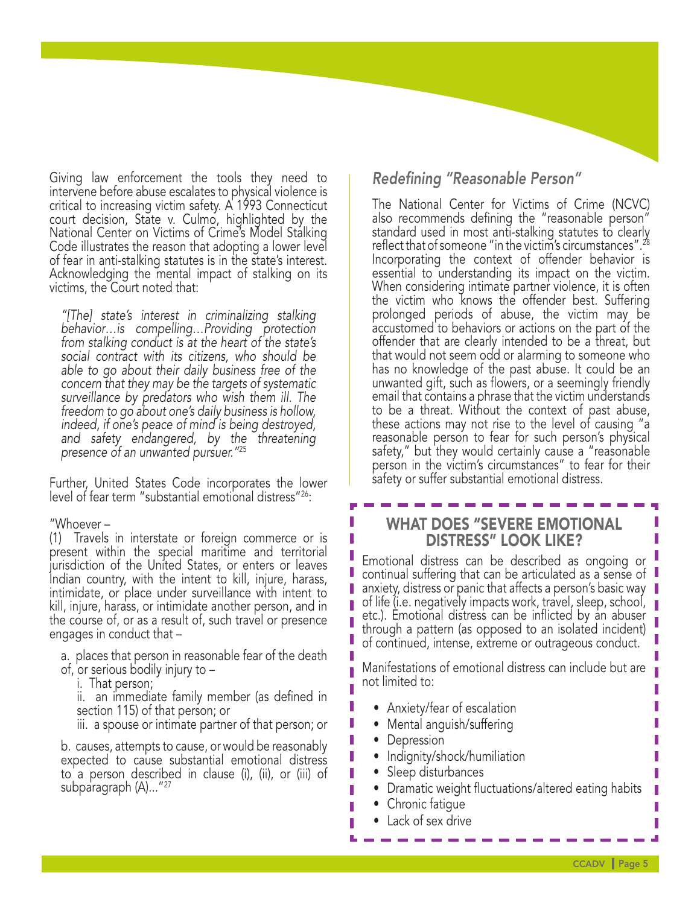Giving law enforcement the tools they need to intervene before abuse escalates to physical violence is critical to increasing victim safety. A 1993 Connecticut court decision, State v. Culmo, highlighted by the National Center on Victims of Crime's Model Stalking Code illustrates the reason that adopting a lower level of fear in anti-stalking statutes is in the state's interest. Acknowledging the mental impact of stalking on its victims, the Court noted that:

> *"[The] state's interest in criminalizing stalking behavior…is compelling…Providing protection from stalking conduct is at the heart of the state's social contract with its citizens, who should be able to go about their daily business free of the concern that they may be the targets of systematic surveillance by predators who wish them ill. The freedom to go about one's daily business is hollow, indeed, if one's peace of mind is being destroyed, and safety endangered, by the threatening presence of an unwanted pursuer."*[25]

Further, United States Code incorporates the lower level of fear term "substantial emotional distress"[26]:

"Whoever –

(1) Travels in interstate or foreign commerce or is present within the special maritime and territorial jurisdiction of the United States, or enters or leaves Indian country, with the intent to kill, injure, harass, intimidate, or place under surveillance with intent to kill, injure, harass, or intimidate another person, and in the course of, or as a result of, such travel or presence engages in conduct that –

a. places that person in reasonable fear of the death of, or serious bodily injury to –

i. That person;

ii. an immediate family member (as defined in section 115) of that person; or

iii. a spouse or intimate partner of that person; or

b. causes, attempts to cause, or would be reasonably expected to cause substantial emotional distress to a person described in clause (i), (ii), or (iii) of subparagraph (A)…"[27]

## *Redefining "Reasonable Person"*

The National Center for Victims of Crime (NCVC) also recommends defining the "reasonable person" standard used in most anti-stalking statutes to clearly reflect that of someone "in the victim's circumstances".[28] Incorporating the context of offender behavior is essential to understanding its impact on the victim. When considering intimate partner violence, it is often the victim who knows the offender best. Suffering prolonged periods of abuse, the victim may be accustomed to behaviors or actions on the part of the offender that are clearly intended to be a threat, but that would not seem odd or alarming to someone who has no knowledge of the past abuse. It could be an unwanted gift, such as flowers, or a seemingly friendly email that contains a phrase that the victim understands to be a threat. Without the context of past abuse, these actions may not rise to the level of causing "a reasonable person to fear for such person's physical safety," but they would certainly cause a "reasonable person in the victim's circumstances" to fear for their safety or suffer substantial emotional distress.

### WHAT DOES "SEVERE EMOTIONAL DISTRESS" LOOK LIKE?

Emotional distress can be described as ongoing or continual suffering that can be articulated as a sense of anxiety, distress or panic that affects a person's basic way of life (i.e. negatively impacts work, travel, sleep, school, etc.). Emotional distress can be inflicted by an abuser through a pattern (as opposed to an isolated incident) of continued, intense, extreme or outrageous conduct.

Manifestations of emotional distress can include but are not limited to:

- Anxiety/fear of escalation
- Mental anguish/suffering
- Depression
- Indignity/shock/humiliation
- Sleep disturbances
- Dramatic weight fluctuations/altered eating habits
- Chronic fatigue
- Lack of sex drive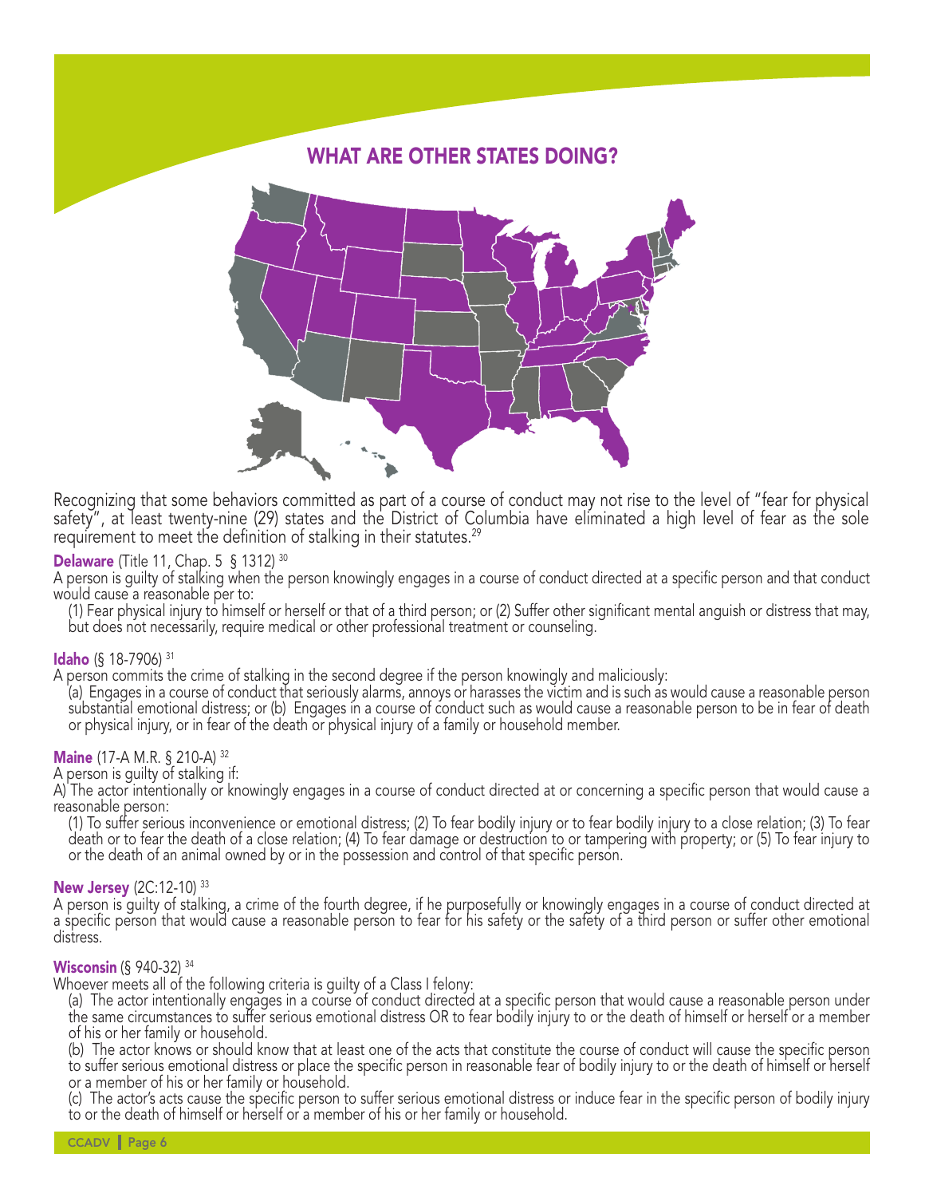## WHAT ARE OTHER STATES DOING?

Recognizing that some behaviors committed as part of a course of conduct may not rise to the level of "fear for physical safety", at least twenty-nine (29) states and the District of Columbia have eliminated a high level of fear as the sole requirement to meet the definition of stalking in their statutes.[29]

**Delaware** (Title 11, Chap. 5 § 1312) [30]

A person is guilty of stalking when the person knowingly engages in a course of conduct directed at a specific person and that conduct would cause a reasonable per to:

(1) Fear physical injury to himself or herself or that of a third person; or (2) Suffer other significant mental anguish or distress that may, but does not necessarily, require medical or other professional treatment or counseling.

**Idaho** (§ 18-7906) [31]

A person commits the crime of stalking in the second degree if the person knowingly and maliciously:

(a) Engages in a course of conduct that seriously alarms, annoys or harasses the victim and is such as would cause a reasonable person substantial emotional distress; or (b) Engages in a course of conduct such as would cause a reasonable person to be in fear of death or physical injury, or in fear of the death or physical injury of a family or household member.

**Maine** (17-A M.R. § 210-A) [32]

A person is guilty of stalking if:

A) The actor intentionally or knowingly engages in a course of conduct directed at or concerning a specific person that would cause a reasonable person:

(1) To suffer serious inconvenience or emotional distress; (2) To fear bodily injury or to fear bodily injury to a close relation; (3) To fear death or to fear the death of a close relation; (4) To fear damage or destruction to or tampering with property; or (5) To fear injury to or the death of an animal owned by or in the possession and control of that specific person.

**New Jersey** (2C:12-10) [33]

A person is guilty of stalking, a crime of the fourth degree, if he purposefully or knowingly engages in a course of conduct directed at a specific person that would cause a reasonable person to fear for his safety or the safety of a third person or suffer other emotional distress.

**Wisconsin** (§ 940-32) [34]

Whoever meets all of the following criteria is guilty of a Class I felony:

(a) The actor intentionally engages in a course of conduct directed at a specific person that would cause a reasonable person under the same circumstances to suffer serious emotional distress OR to fear bodily injury to or the death of himself or herself or a member of his or her family or household.

(b) The actor knows or should know that at least one of the acts that constitute the course of conduct will cause the specific person to suffer serious emotional distress or place the specific person in reasonable fear of bodily injury to or the death of himself or herself or a member of his or her family or household.

(c) The actor's acts cause the specific person to suffer serious emotional distress or induce fear in the specific person of bodily injury to or the death of himself or herself or a member of his or her family or household.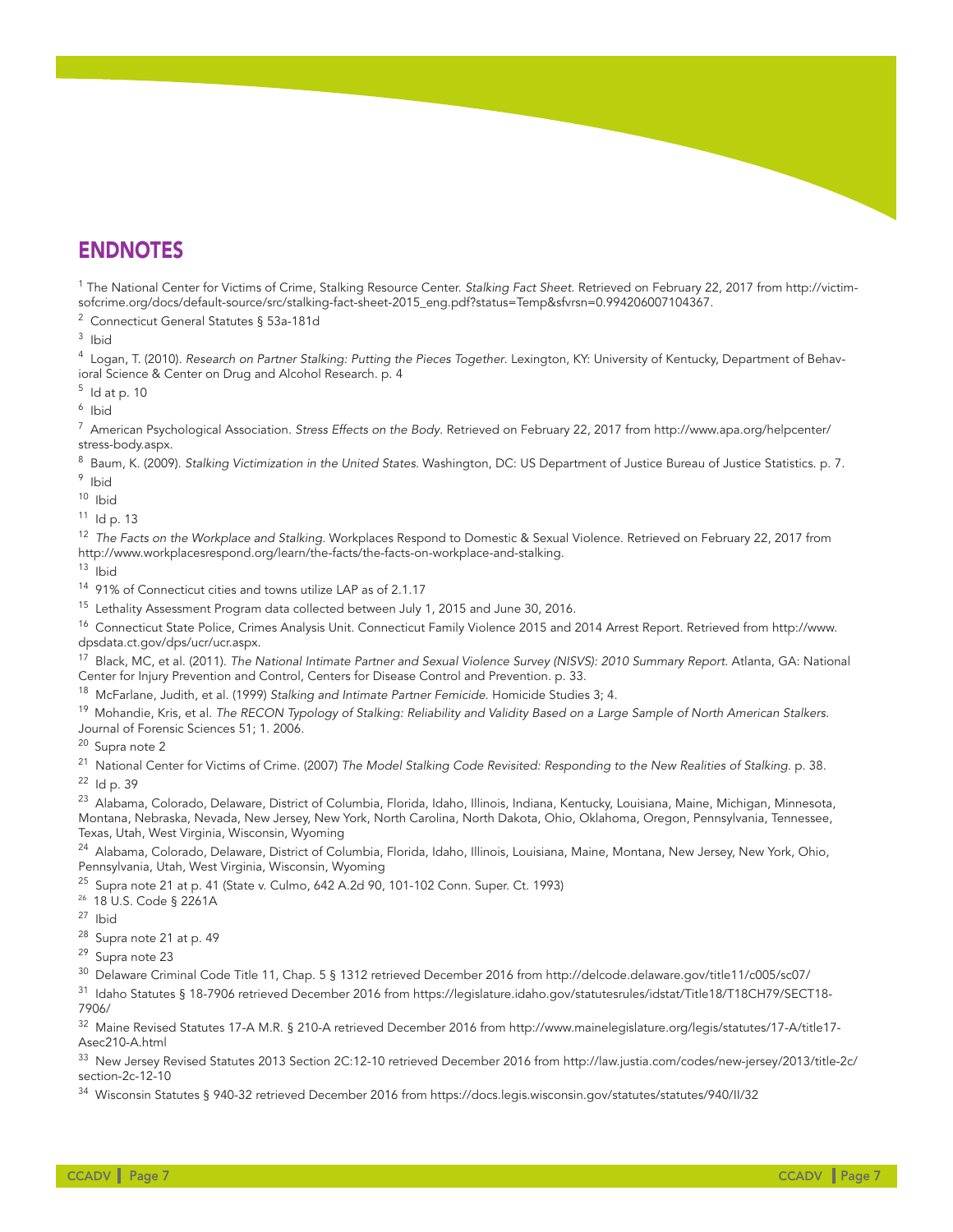## ENDNOTES

[1] The National Center for Victims of Crime, Stalking Resource Center. *Stalking Fact Sheet.* Retrieved on February 22, 2017 from http://victimsofcrime.org/docs/default-source/src/stalking-fact-sheet-2015_eng.pdf?status=Temp&sfvrsn=0.994206007104367.

[2] Connecticut General Statutes § 53a-181d

[3] Ibid

[4] Logan, T. (2010). *Research on Partner Stalking: Putting the Pieces Together.* Lexington, KY: University of Kentucky, Department of Behavioral Science & Center on Drug and Alcohol Research. p. 4

[5] Id at p. 10

[6] Ibid

[7] American Psychological Association. *Stress Effects on the Body.* Retrieved on February 22, 2017 from http://www.apa.org/helpcenter/stress-body.aspx.

[8] Baum, K. (2009). *Stalking Victimization in the United States.* Washington, DC: US Department of Justice Bureau of Justice Statistics. p. 7.

[9] Ibid

[10] Ibid

[11] Id p. 13

[12] *The Facts on the Workplace and Stalking.* Workplaces Respond to Domestic & Sexual Violence. Retrieved on February 22, 2017 from http://www.workplacesrespond.org/learn/the-facts/the-facts-on-workplace-and-stalking.

[13] Ibid

[14] 91% of Connecticut cities and towns utilize LAP as of 2.1.17

[15] Lethality Assessment Program data collected between July 1, 2015 and June 30, 2016.

[16] Connecticut State Police, Crimes Analysis Unit. Connecticut Family Violence 2015 and 2014 Arrest Report. Retrieved from http://www.dpsdata.ct.gov/dps/ucr/ucr.aspx.

[17] Black, MC, et al. (2011). *The National Intimate Partner and Sexual Violence Survey (NISVS): 2010 Summary Report.* Atlanta, GA: National Center for Injury Prevention and Control, Centers for Disease Control and Prevention. p. 33.

[18] McFarlane, Judith, et al. (1999) *Stalking and Intimate Partner Femicide.* Homicide Studies 3; 4.

[19] Mohandie, Kris, et al. *The RECON Typology of Stalking: Reliability and Validity Based on a Large Sample of North American Stalkers.* Journal of Forensic Sciences 51; 1. 2006.

[20] Supra note 2

[21] National Center for Victims of Crime. (2007) *The Model Stalking Code Revisited: Responding to the New Realities of Stalking.* p. 38.

[22] Id p. 39

[23] Alabama, Colorado, Delaware, District of Columbia, Florida, Idaho, Illinois, Indiana, Kentucky, Louisiana, Maine, Michigan, Minnesota, Montana, Nebraska, Nevada, New Jersey, New York, North Carolina, North Dakota, Ohio, Oklahoma, Oregon, Pennsylvania, Tennessee, Texas, Utah, West Virginia, Wisconsin, Wyoming

[24] Alabama, Colorado, Delaware, District of Columbia, Florida, Idaho, Illinois, Louisiana, Maine, Montana, New Jersey, New York, Ohio, Pennsylvania, Utah, West Virginia, Wisconsin, Wyoming

[25] Supra note 21 at p. 41 (State v. Culmo, 642 A.2d 90, 101-102 Conn. Super. Ct. 1993)

[26] 18 U.S. Code § 2261A

[27] Ibid

[28] Supra note 21 at p. 49

[29] Supra note 23

[30] Delaware Criminal Code Title 11, Chap. 5 § 1312 retrieved December 2016 from http://delcode.delaware.gov/title11/c005/sc07/

[31] Idaho Statutes § 18-7906 retrieved December 2016 from https://legislature.idaho.gov/statutesrules/idstat/Title18/T18CH79/SECT18-7906/

[32] Maine Revised Statutes 17-A M.R. § 210-A retrieved December 2016 from http://www.mainelegislature.org/legis/statutes/17-A/title17-Asec210-A.html

[33] New Jersey Revised Statutes 2013 Section 2C:12-10 retrieved December 2016 from http://law.justia.com/codes/new-jersey/2013/title-2c/section-2c-12-10

[34] Wisconsin Statutes § 940-32 retrieved December 2016 from https://docs.legis.wisconsin.gov/statutes/statutes/940/II/32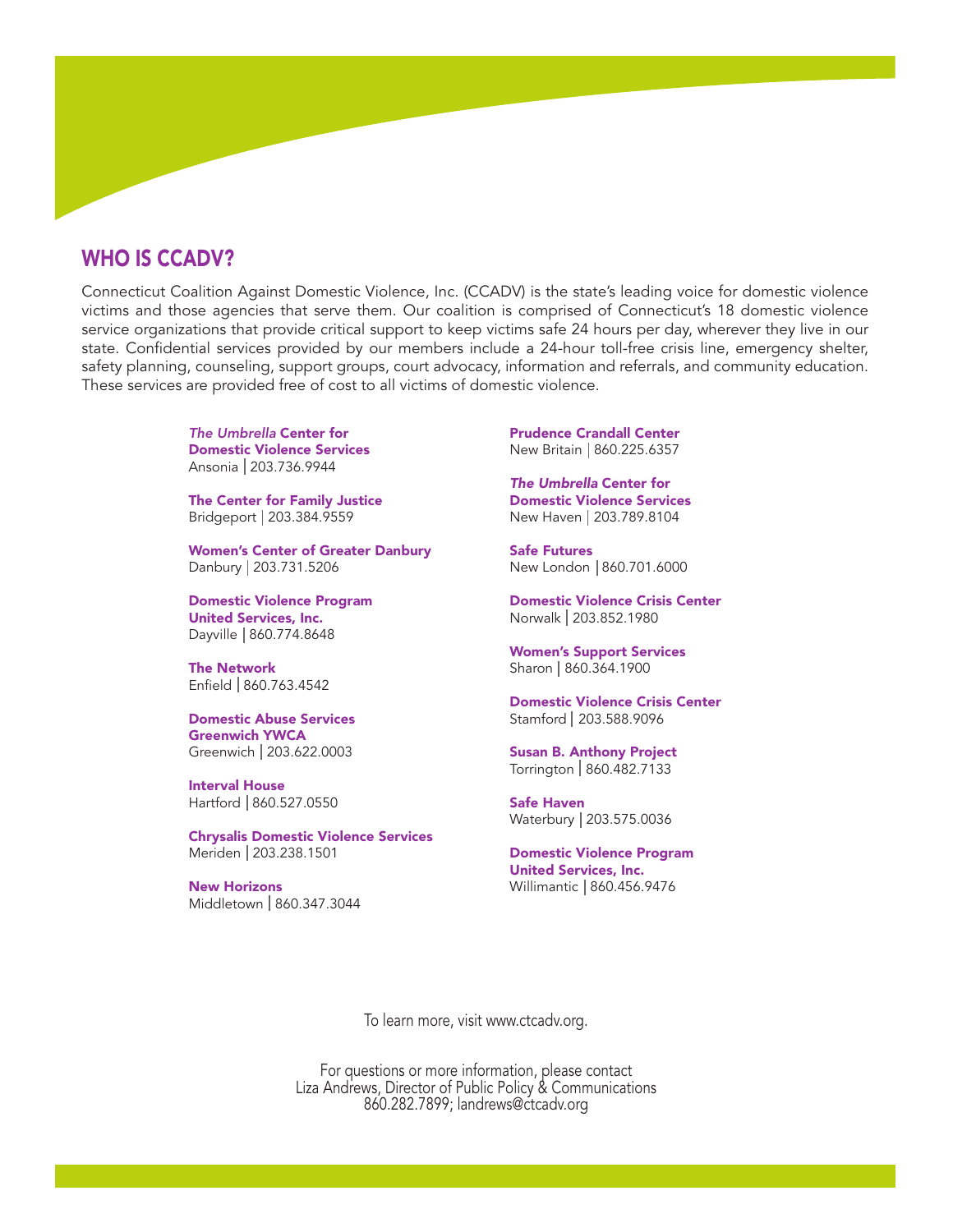## WHO IS CCADV?

Connecticut Coalition Against Domestic Violence, Inc. (CCADV) is the state's leading voice for domestic violence victims and those agencies that serve them. Our coalition is comprised of Connecticut's 18 domestic violence service organizations that provide critical support to keep victims safe 24 hours per day, wherever they live in our state. Confidential services provided by our members include a 24-hour toll-free crisis line, emergency shelter, safety planning, counseling, support groups, court advocacy, information and referrals, and community education. These services are provided free of cost to all victims of domestic violence.

***The Umbrella* Center for Domestic Violence Services**
Ansonia | 203.736.9944

**The Center for Family Justice**
Bridgeport | 203.384.9559

**Women's Center of Greater Danbury**
Danbury | 203.731.5206

**Domestic Violence Program United Services, Inc.**
Dayville | 860.774.8648

**The Network**
Enfield | 860.763.4542

**Domestic Abuse Services Greenwich YWCA**
Greenwich | 203.622.0003

**Interval House**
Hartford | 860.527.0550

**Chrysalis Domestic Violence Services**
Meriden | 203.238.1501

**New Horizons**
Middletown | 860.347.3044

**Prudence Crandall Center**
New Britain | 860.225.6357

***The Umbrella* Center for Domestic Violence Services**
New Haven | 203.789.8104

**Safe Futures**
New London | 860.701.6000

**Domestic Violence Crisis Center**
Norwalk | 203.852.1980

**Women's Support Services**
Sharon | 860.364.1900

**Domestic Violence Crisis Center**
Stamford | 203.588.9096

**Susan B. Anthony Project**
Torrington | 860.482.7133

**Safe Haven**
Waterbury | 203.575.0036

**Domestic Violence Program United Services, Inc.**
Willimantic | 860.456.9476

To learn more, visit www.ctcadv.org.

For questions or more information, please contact
Liza Andrews, Director of Public Policy & Communications
860.282.7899; landrews@ctcadv.org